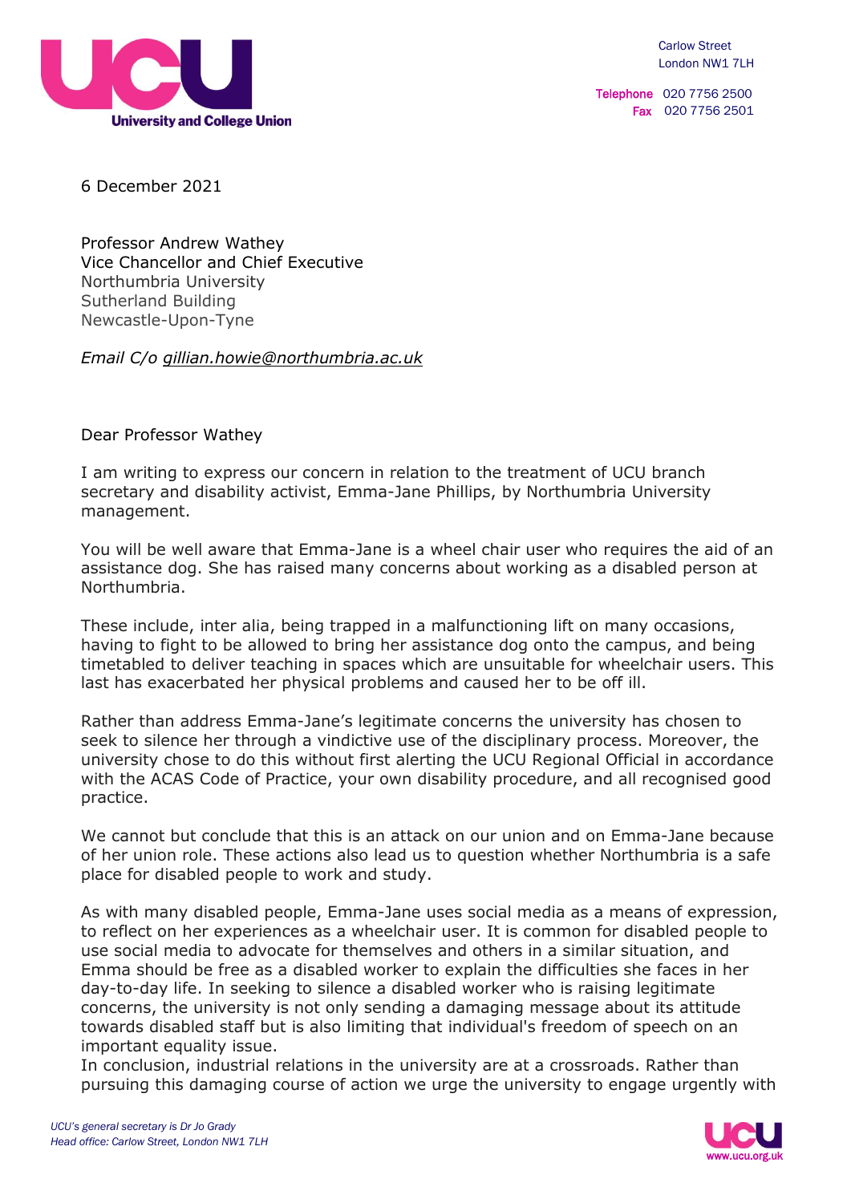University and College Union

Carlow Street
London NW1 7LH

Telephone 020 7756 2500
Fax 020 7756 2501

6 December 2021

Professor Andrew Wathey
Vice Chancellor and Chief Executive
Northumbria University
Sutherland Building
Newcastle-Upon-Tyne

*Email C/o gillian.howie@northumbria.ac.uk*

Dear Professor Wathey

I am writing to express our concern in relation to the treatment of UCU branch secretary and disability activist, Emma-Jane Phillips, by Northumbria University management.

You will be well aware that Emma-Jane is a wheel chair user who requires the aid of an assistance dog. She has raised many concerns about working as a disabled person at Northumbria.

These include, inter alia, being trapped in a malfunctioning lift on many occasions, having to fight to be allowed to bring her assistance dog onto the campus, and being timetabled to deliver teaching in spaces which are unsuitable for wheelchair users. This last has exacerbated her physical problems and caused her to be off ill.

Rather than address Emma-Jane's legitimate concerns the university has chosen to seek to silence her through a vindictive use of the disciplinary process. Moreover, the university chose to do this without first alerting the UCU Regional Official in accordance with the ACAS Code of Practice, your own disability procedure, and all recognised good practice.

We cannot but conclude that this is an attack on our union and on Emma-Jane because of her union role. These actions also lead us to question whether Northumbria is a safe place for disabled people to work and study.

As with many disabled people, Emma-Jane uses social media as a means of expression, to reflect on her experiences as a wheelchair user. It is common for disabled people to use social media to advocate for themselves and others in a similar situation, and Emma should be free as a disabled worker to explain the difficulties she faces in her day-to-day life. In seeking to silence a disabled worker who is raising legitimate concerns, the university is not only sending a damaging message about its attitude towards disabled staff but is also limiting that individual's freedom of speech on an important equality issue.

In conclusion, industrial relations in the university are at a crossroads. Rather than pursuing this damaging course of action we urge the university to engage urgently with

*UCU's general secretary is Dr Jo Grady*
*Head office: Carlow Street, London NW1 7LH*

www.ucu.org.uk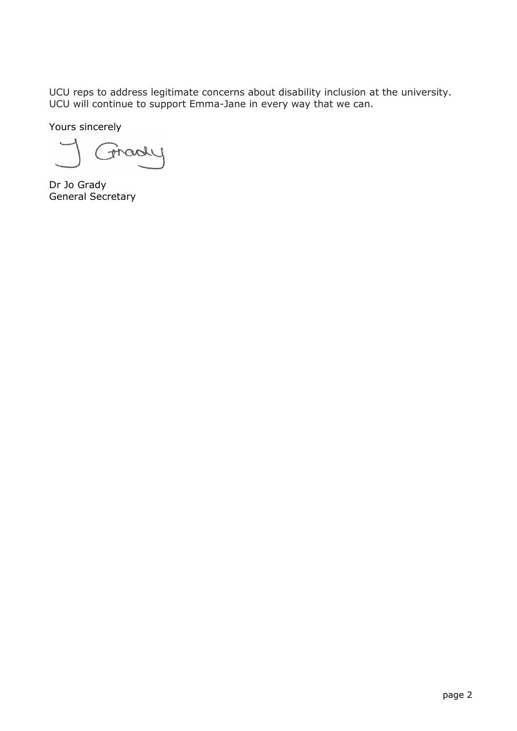UCU reps to address legitimate concerns about disability inclusion at the university. UCU will continue to support Emma-Jane in every way that we can.

Yours sincerely

Dr Jo Grady
General Secretary